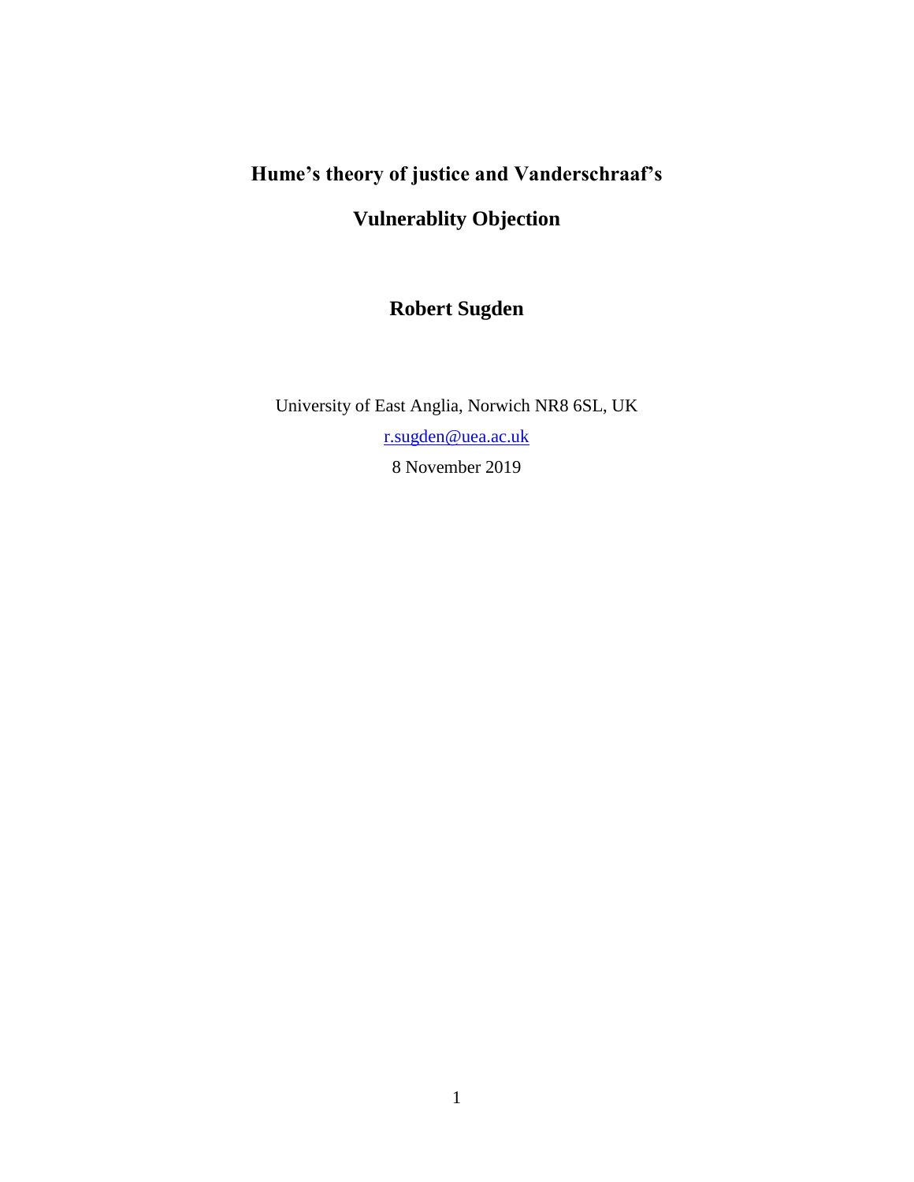# Hume's theory of justice and Vanderschraaf's Vulnerablity Objection

**Robert Sugden**

University of East Anglia, Norwich NR8 6SL, UK

r.sugden@uea.ac.uk

8 November 2019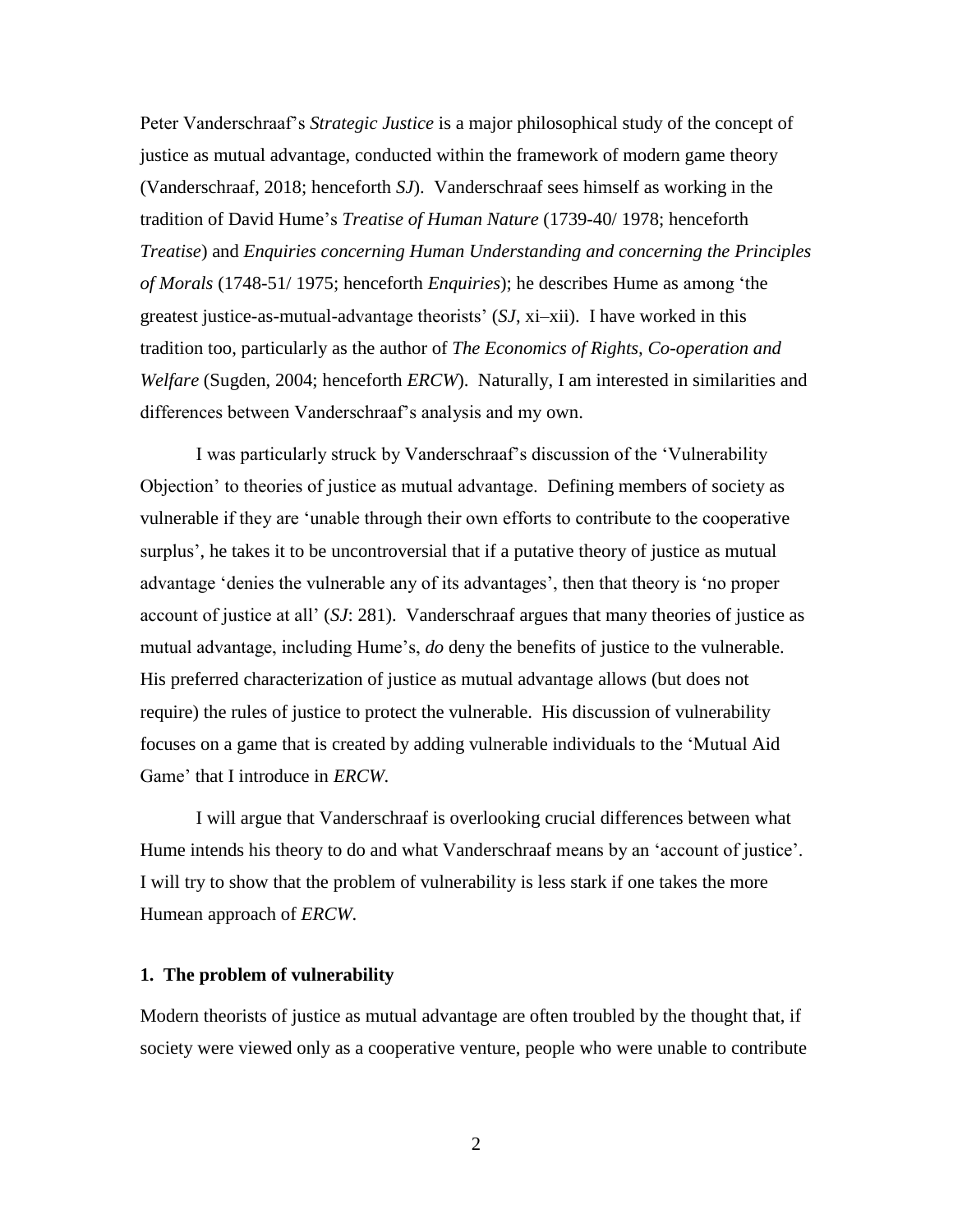Peter Vanderschraaf's *Strategic Justice* is a major philosophical study of the concept of justice as mutual advantage, conducted within the framework of modern game theory (Vanderschraaf, 2018; henceforth *SJ*). Vanderschraaf sees himself as working in the tradition of David Hume's *Treatise of Human Nature* (1739-40/ 1978; henceforth *Treatise*) and *Enquiries concerning Human Understanding and concerning the Principles of Morals* (1748-51/ 1975; henceforth *Enquiries*); he describes Hume as among 'the greatest justice-as-mutual-advantage theorists' (*SJ*, xi–xii). I have worked in this tradition too, particularly as the author of *The Economics of Rights, Co-operation and Welfare* (Sugden, 2004; henceforth *ERCW*). Naturally, I am interested in similarities and differences between Vanderschraaf's analysis and my own.

I was particularly struck by Vanderschraaf's discussion of the 'Vulnerability Objection' to theories of justice as mutual advantage. Defining members of society as vulnerable if they are 'unable through their own efforts to contribute to the cooperative surplus', he takes it to be uncontroversial that if a putative theory of justice as mutual advantage 'denies the vulnerable any of its advantages', then that theory is 'no proper account of justice at all' (*SJ*: 281). Vanderschraaf argues that many theories of justice as mutual advantage, including Hume's, *do* deny the benefits of justice to the vulnerable. His preferred characterization of justice as mutual advantage allows (but does not require) the rules of justice to protect the vulnerable. His discussion of vulnerability focuses on a game that is created by adding vulnerable individuals to the 'Mutual Aid Game' that I introduce in *ERCW*.

I will argue that Vanderschraaf is overlooking crucial differences between what Hume intends his theory to do and what Vanderschraaf means by an 'account of justice'. I will try to show that the problem of vulnerability is less stark if one takes the more Humean approach of *ERCW*.

## 1. The problem of vulnerability

Modern theorists of justice as mutual advantage are often troubled by the thought that, if society were viewed only as a cooperative venture, people who were unable to contribute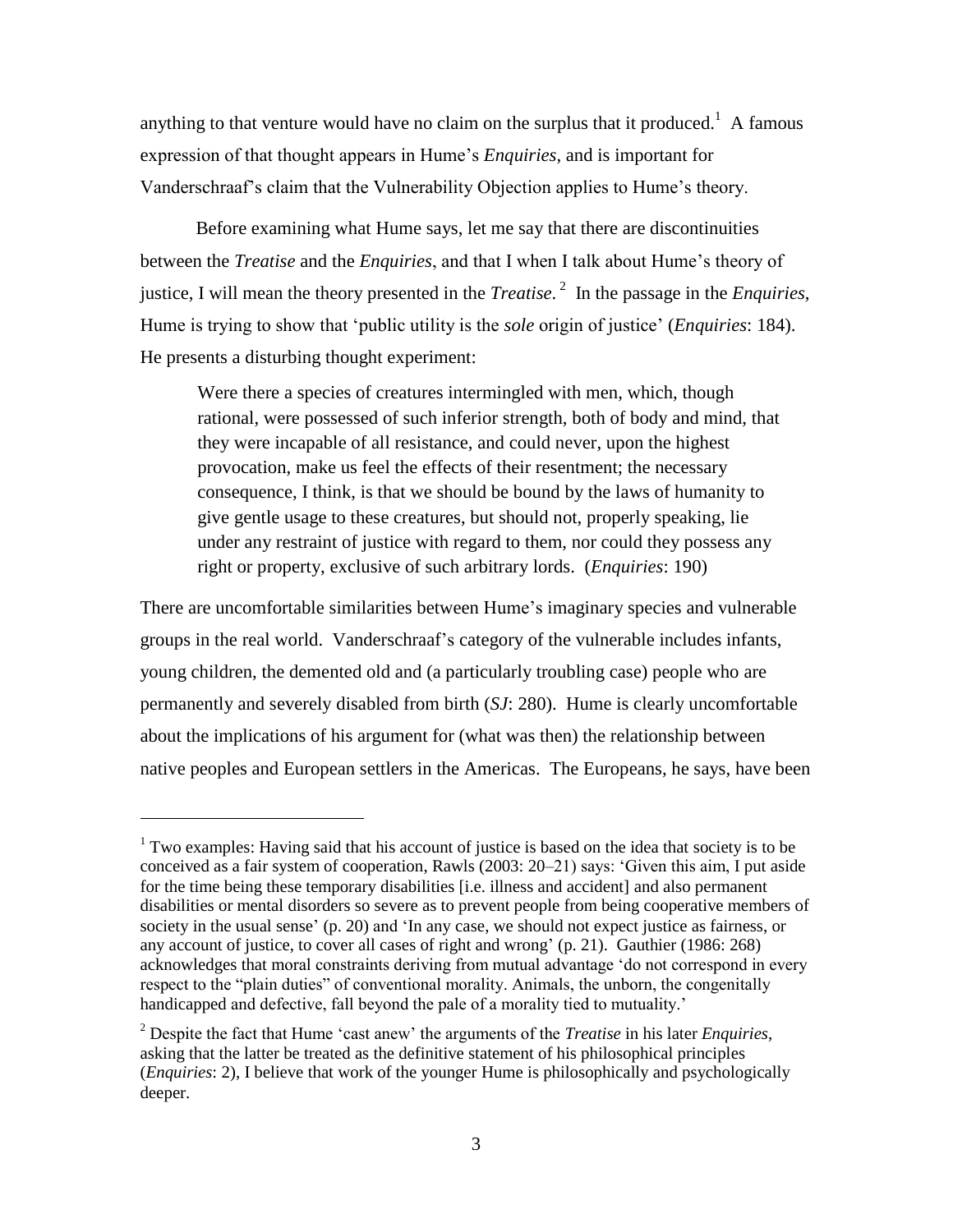anything to that venture would have no claim on the surplus that it produced.[1] A famous expression of that thought appears in Hume's *Enquiries*, and is important for Vanderschraaf's claim that the Vulnerability Objection applies to Hume's theory.

Before examining what Hume says, let me say that there are discontinuities between the *Treatise* and the *Enquiries*, and that I when I talk about Hume's theory of justice, I will mean the theory presented in the *Treatise*.[2] In the passage in the *Enquiries*, Hume is trying to show that 'public utility is the *sole* origin of justice' (*Enquiries*: 184). He presents a disturbing thought experiment:

> Were there a species of creatures intermingled with men, which, though rational, were possessed of such inferior strength, both of body and mind, that they were incapable of all resistance, and could never, upon the highest provocation, make us feel the effects of their resentment; the necessary consequence, I think, is that we should be bound by the laws of humanity to give gentle usage to these creatures, but should not, properly speaking, lie under any restraint of justice with regard to them, nor could they possess any right or property, exclusive of such arbitrary lords. (*Enquiries*: 190)

There are uncomfortable similarities between Hume's imaginary species and vulnerable groups in the real world. Vanderschraaf's category of the vulnerable includes infants, young children, the demented old and (a particularly troubling case) people who are permanently and severely disabled from birth (*SJ*: 280). Hume is clearly uncomfortable about the implications of his argument for (what was then) the relationship between native peoples and European settlers in the Americas. The Europeans, he says, have been

---

[1] Two examples: Having said that his account of justice is based on the idea that society is to be conceived as a fair system of cooperation, Rawls (2003: 20–21) says: 'Given this aim, I put aside for the time being these temporary disabilities [i.e. illness and accident] and also permanent disabilities or mental disorders so severe as to prevent people from being cooperative members of society in the usual sense' (p. 20) and 'In any case, we should not expect justice as fairness, or any account of justice, to cover all cases of right and wrong' (p. 21). Gauthier (1986: 268) acknowledges that moral constraints deriving from mutual advantage 'do not correspond in every respect to the "plain duties" of conventional morality. Animals, the unborn, the congenitally handicapped and defective, fall beyond the pale of a morality tied to mutuality.'

[2] Despite the fact that Hume 'cast anew' the arguments of the *Treatise* in his later *Enquiries*, asking that the latter be treated as the definitive statement of his philosophical principles (*Enquiries*: 2), I believe that work of the younger Hume is philosophically and psychologically deeper.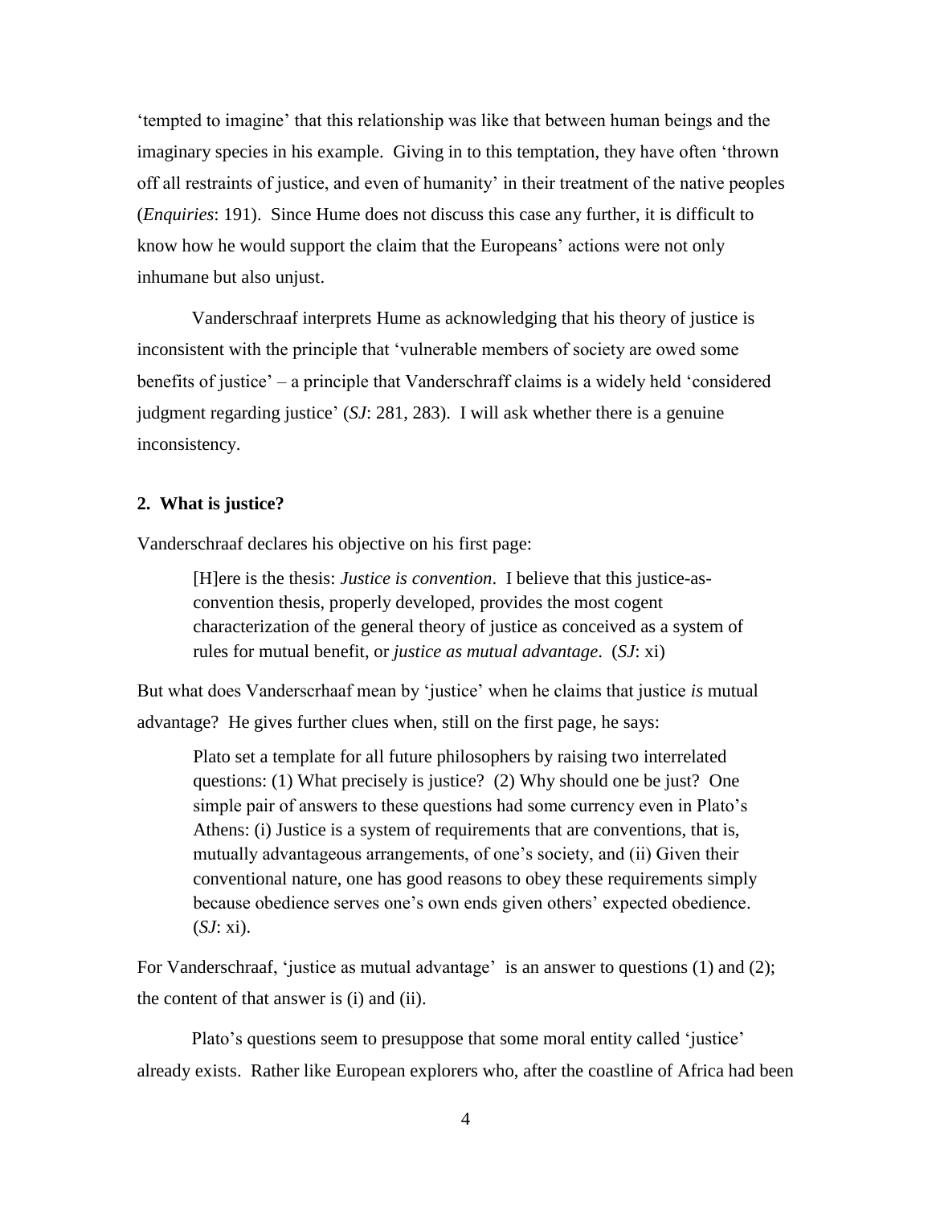'tempted to imagine' that this relationship was like that between human beings and the imaginary species in his example. Giving in to this temptation, they have often 'thrown off all restraints of justice, and even of humanity' in their treatment of the native peoples (*Enquiries*: 191). Since Hume does not discuss this case any further, it is difficult to know how he would support the claim that the Europeans' actions were not only inhumane but also unjust.

Vanderschraaf interprets Hume as acknowledging that his theory of justice is inconsistent with the principle that 'vulnerable members of society are owed some benefits of justice' – a principle that Vanderschraff claims is a widely held 'considered judgment regarding justice' (*SJ*: 281, 283). I will ask whether there is a genuine inconsistency.

## 2. What is justice?

Vanderschraaf declares his objective on his first page:

> [H]ere is the thesis: *Justice is convention*. I believe that this justice-as-convention thesis, properly developed, provides the most cogent characterization of the general theory of justice as conceived as a system of rules for mutual benefit, or *justice as mutual advantage*. (*SJ*: xi)

But what does Vanderscrhaaf mean by 'justice' when he claims that justice *is* mutual advantage? He gives further clues when, still on the first page, he says:

> Plato set a template for all future philosophers by raising two interrelated questions: (1) What precisely is justice? (2) Why should one be just? One simple pair of answers to these questions had some currency even in Plato's Athens: (i) Justice is a system of requirements that are conventions, that is, mutually advantageous arrangements, of one's society, and (ii) Given their conventional nature, one has good reasons to obey these requirements simply because obedience serves one's own ends given others' expected obedience. (*SJ*: xi).

For Vanderschraaf, 'justice as mutual advantage' is an answer to questions (1) and (2); the content of that answer is (i) and (ii).

Plato's questions seem to presuppose that some moral entity called 'justice' already exists. Rather like European explorers who, after the coastline of Africa had been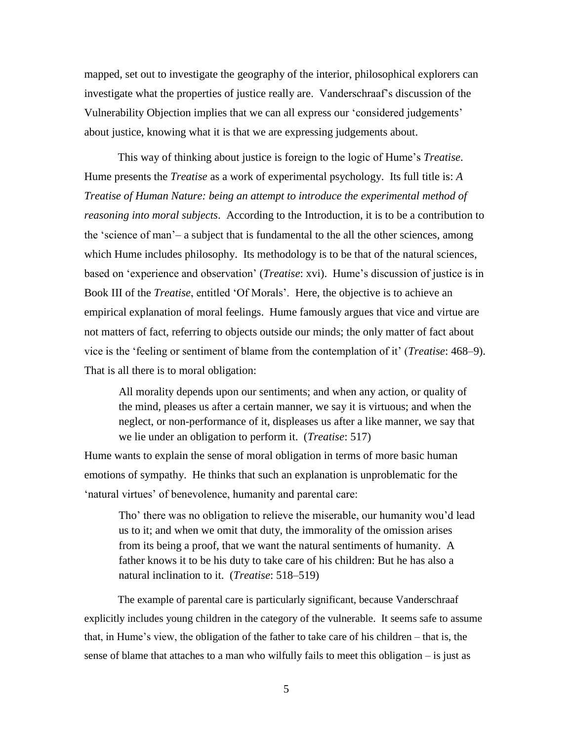mapped, set out to investigate the geography of the interior, philosophical explorers can investigate what the properties of justice really are. Vanderschraaf's discussion of the Vulnerability Objection implies that we can all express our 'considered judgements' about justice, knowing what it is that we are expressing judgements about.

This way of thinking about justice is foreign to the logic of Hume's *Treatise*. Hume presents the *Treatise* as a work of experimental psychology. Its full title is: *A Treatise of Human Nature: being an attempt to introduce the experimental method of reasoning into moral subjects*. According to the Introduction, it is to be a contribution to the 'science of man'– a subject that is fundamental to the all the other sciences, among which Hume includes philosophy. Its methodology is to be that of the natural sciences, based on 'experience and observation' (*Treatise*: xvi). Hume's discussion of justice is in Book III of the *Treatise*, entitled 'Of Morals'. Here, the objective is to achieve an empirical explanation of moral feelings. Hume famously argues that vice and virtue are not matters of fact, referring to objects outside our minds; the only matter of fact about vice is the 'feeling or sentiment of blame from the contemplation of it' (*Treatise*: 468–9). That is all there is to moral obligation:

> All morality depends upon our sentiments; and when any action, or quality of the mind, pleases us after a certain manner, we say it is virtuous; and when the neglect, or non-performance of it, displeases us after a like manner, we say that we lie under an obligation to perform it. (*Treatise*: 517)

Hume wants to explain the sense of moral obligation in terms of more basic human emotions of sympathy. He thinks that such an explanation is unproblematic for the 'natural virtues' of benevolence, humanity and parental care:

> Tho' there was no obligation to relieve the miserable, our humanity wou'd lead us to it; and when we omit that duty, the immorality of the omission arises from its being a proof, that we want the natural sentiments of humanity. A father knows it to be his duty to take care of his children: But he has also a natural inclination to it. (*Treatise*: 518–519)

The example of parental care is particularly significant, because Vanderschraaf explicitly includes young children in the category of the vulnerable. It seems safe to assume that, in Hume's view, the obligation of the father to take care of his children – that is, the sense of blame that attaches to a man who wilfully fails to meet this obligation – is just as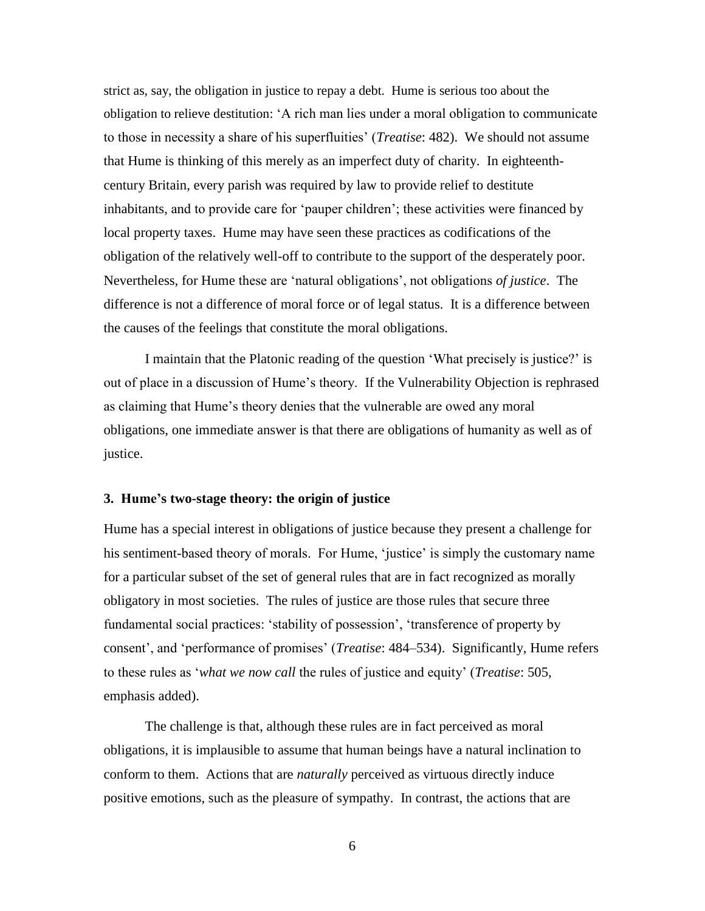strict as, say, the obligation in justice to repay a debt. Hume is serious too about the obligation to relieve destitution: 'A rich man lies under a moral obligation to communicate to those in necessity a share of his superfluities' (*Treatise*: 482). We should not assume that Hume is thinking of this merely as an imperfect duty of charity. In eighteenth-century Britain, every parish was required by law to provide relief to destitute inhabitants, and to provide care for 'pauper children'; these activities were financed by local property taxes. Hume may have seen these practices as codifications of the obligation of the relatively well-off to contribute to the support of the desperately poor. Nevertheless, for Hume these are 'natural obligations', not obligations *of justice*. The difference is not a difference of moral force or of legal status. It is a difference between the causes of the feelings that constitute the moral obligations.

I maintain that the Platonic reading of the question 'What precisely is justice?' is out of place in a discussion of Hume's theory. If the Vulnerability Objection is rephrased as claiming that Hume's theory denies that the vulnerable are owed any moral obligations, one immediate answer is that there are obligations of humanity as well as of justice.

### 3. Hume's two-stage theory: the origin of justice

Hume has a special interest in obligations of justice because they present a challenge for his sentiment-based theory of morals. For Hume, 'justice' is simply the customary name for a particular subset of the set of general rules that are in fact recognized as morally obligatory in most societies. The rules of justice are those rules that secure three fundamental social practices: 'stability of possession', 'transference of property by consent', and 'performance of promises' (*Treatise*: 484–534). Significantly, Hume refers to these rules as '*what we now call* the rules of justice and equity' (*Treatise*: 505, emphasis added).

The challenge is that, although these rules are in fact perceived as moral obligations, it is implausible to assume that human beings have a natural inclination to conform to them. Actions that are *naturally* perceived as virtuous directly induce positive emotions, such as the pleasure of sympathy. In contrast, the actions that are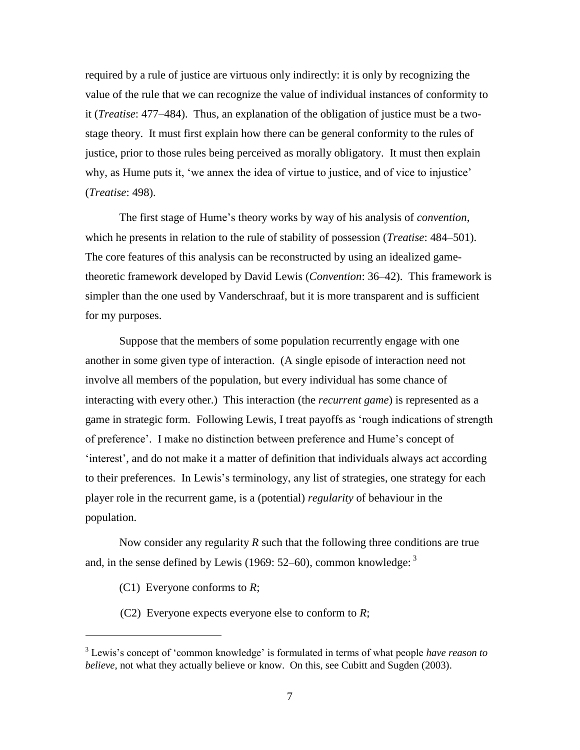required by a rule of justice are virtuous only indirectly: it is only by recognizing the value of the rule that we can recognize the value of individual instances of conformity to it (*Treatise*: 477–484). Thus, an explanation of the obligation of justice must be a two-stage theory. It must first explain how there can be general conformity to the rules of justice, prior to those rules being perceived as morally obligatory. It must then explain why, as Hume puts it, 'we annex the idea of virtue to justice, and of vice to injustice' (*Treatise*: 498).

The first stage of Hume's theory works by way of his analysis of *convention*, which he presents in relation to the rule of stability of possession (*Treatise*: 484–501). The core features of this analysis can be reconstructed by using an idealized game-theoretic framework developed by David Lewis (*Convention*: 36–42). This framework is simpler than the one used by Vanderschraaf, but it is more transparent and is sufficient for my purposes.

Suppose that the members of some population recurrently engage with one another in some given type of interaction. (A single episode of interaction need not involve all members of the population, but every individual has some chance of interacting with every other.) This interaction (the *recurrent game*) is represented as a game in strategic form. Following Lewis, I treat payoffs as 'rough indications of strength of preference'. I make no distinction between preference and Hume's concept of 'interest', and do not make it a matter of definition that individuals always act according to their preferences. In Lewis's terminology, any list of strategies, one strategy for each player role in the recurrent game, is a (potential) *regularity* of behaviour in the population.

Now consider any regularity *R* such that the following three conditions are true and, in the sense defined by Lewis (1969: 52–60), common knowledge: [3]

(C1) Everyone conforms to *R*;

(C2) Everyone expects everyone else to conform to *R*;

---

[3] Lewis's concept of 'common knowledge' is formulated in terms of what people *have reason to believe*, not what they actually believe or know. On this, see Cubitt and Sugden (2003).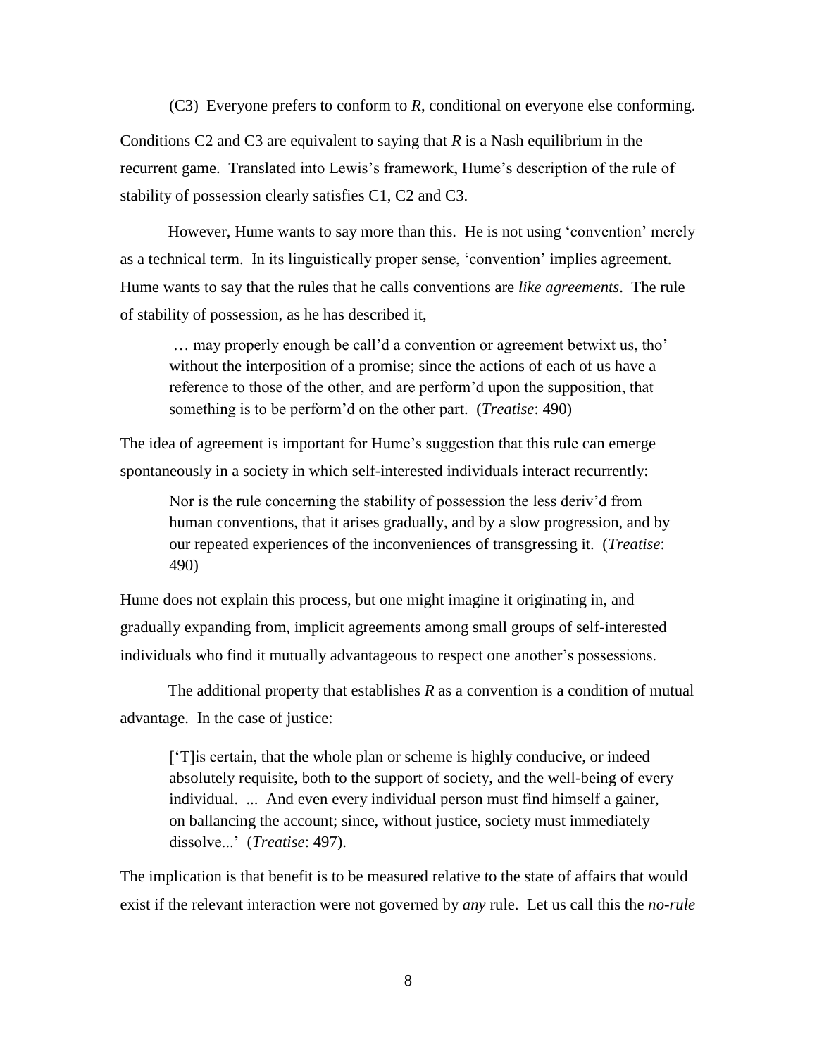(C3) Everyone prefers to conform to *R*, conditional on everyone else conforming.

Conditions C2 and C3 are equivalent to saying that *R* is a Nash equilibrium in the recurrent game. Translated into Lewis's framework, Hume's description of the rule of stability of possession clearly satisfies C1, C2 and C3.

However, Hume wants to say more than this. He is not using 'convention' merely as a technical term. In its linguistically proper sense, 'convention' implies agreement. Hume wants to say that the rules that he calls conventions are *like agreements*. The rule of stability of possession, as he has described it,

> … may properly enough be call'd a convention or agreement betwixt us, tho' without the interposition of a promise; since the actions of each of us have a reference to those of the other, and are perform'd upon the supposition, that something is to be perform'd on the other part. (*Treatise*: 490)

The idea of agreement is important for Hume's suggestion that this rule can emerge spontaneously in a society in which self-interested individuals interact recurrently:

> Nor is the rule concerning the stability of possession the less deriv'd from human conventions, that it arises gradually, and by a slow progression, and by our repeated experiences of the inconveniences of transgressing it. (*Treatise*: 490)

Hume does not explain this process, but one might imagine it originating in, and gradually expanding from, implicit agreements among small groups of self-interested individuals who find it mutually advantageous to respect one another's possessions.

The additional property that establishes *R* as a convention is a condition of mutual advantage. In the case of justice:

> ['T]is certain, that the whole plan or scheme is highly conducive, or indeed absolutely requisite, both to the support of society, and the well-being of every individual. ... And even every individual person must find himself a gainer, on ballancing the account; since, without justice, society must immediately dissolve...' (*Treatise*: 497).

The implication is that benefit is to be measured relative to the state of affairs that would exist if the relevant interaction were not governed by *any* rule. Let us call this the *no-rule*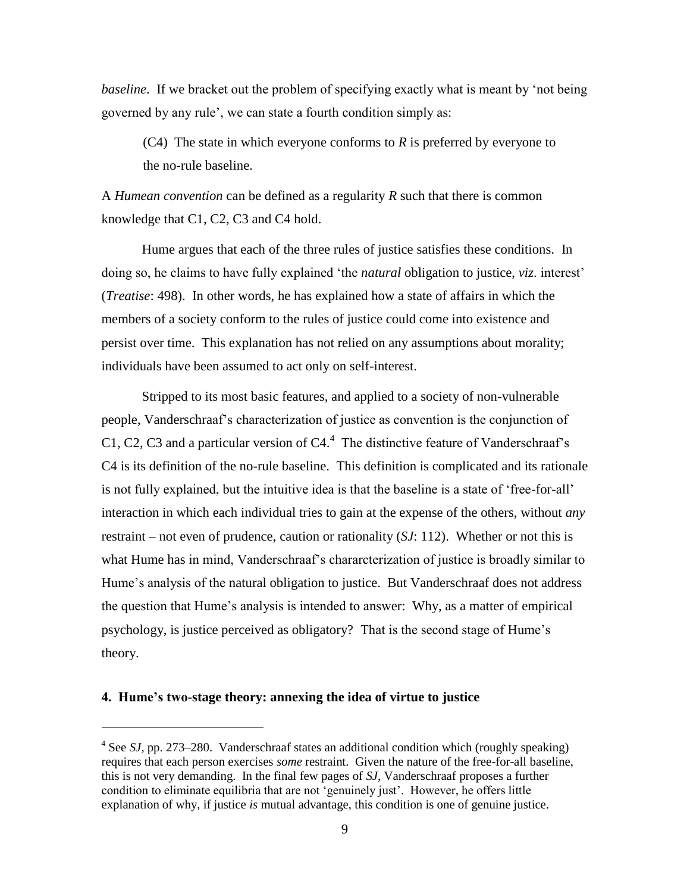*baseline*. If we bracket out the problem of specifying exactly what is meant by 'not being governed by any rule', we can state a fourth condition simply as:

> (C4) The state in which everyone conforms to *R* is preferred by everyone to the no-rule baseline.

A *Humean convention* can be defined as a regularity *R* such that there is common knowledge that C1, C2, C3 and C4 hold.

Hume argues that each of the three rules of justice satisfies these conditions. In doing so, he claims to have fully explained 'the *natural* obligation to justice, *viz*. interest' (*Treatise*: 498). In other words, he has explained how a state of affairs in which the members of a society conform to the rules of justice could come into existence and persist over time. This explanation has not relied on any assumptions about morality; individuals have been assumed to act only on self-interest.

Stripped to its most basic features, and applied to a society of non-vulnerable people, Vanderschraaf's characterization of justice as convention is the conjunction of C1, C2, C3 and a particular version of C4.[4] The distinctive feature of Vanderschraaf's C4 is its definition of the no-rule baseline. This definition is complicated and its rationale is not fully explained, but the intuitive idea is that the baseline is a state of 'free-for-all' interaction in which each individual tries to gain at the expense of the others, without *any* restraint – not even of prudence, caution or rationality (*SJ*: 112). Whether or not this is what Hume has in mind, Vanderschraaf's chararcterization of justice is broadly similar to Hume's analysis of the natural obligation to justice. But Vanderschraaf does not address the question that Hume's analysis is intended to answer: Why, as a matter of empirical psychology, is justice perceived as obligatory? That is the second stage of Hume's theory.

## 4. Hume's two-stage theory: annexing the idea of virtue to justice

---

[4] See *SJ*, pp. 273–280. Vanderschraaf states an additional condition which (roughly speaking) requires that each person exercises *some* restraint. Given the nature of the free-for-all baseline, this is not very demanding. In the final few pages of *SJ*, Vanderschraaf proposes a further condition to eliminate equilibria that are not 'genuinely just'. However, he offers little explanation of why, if justice *is* mutual advantage, this condition is one of genuine justice.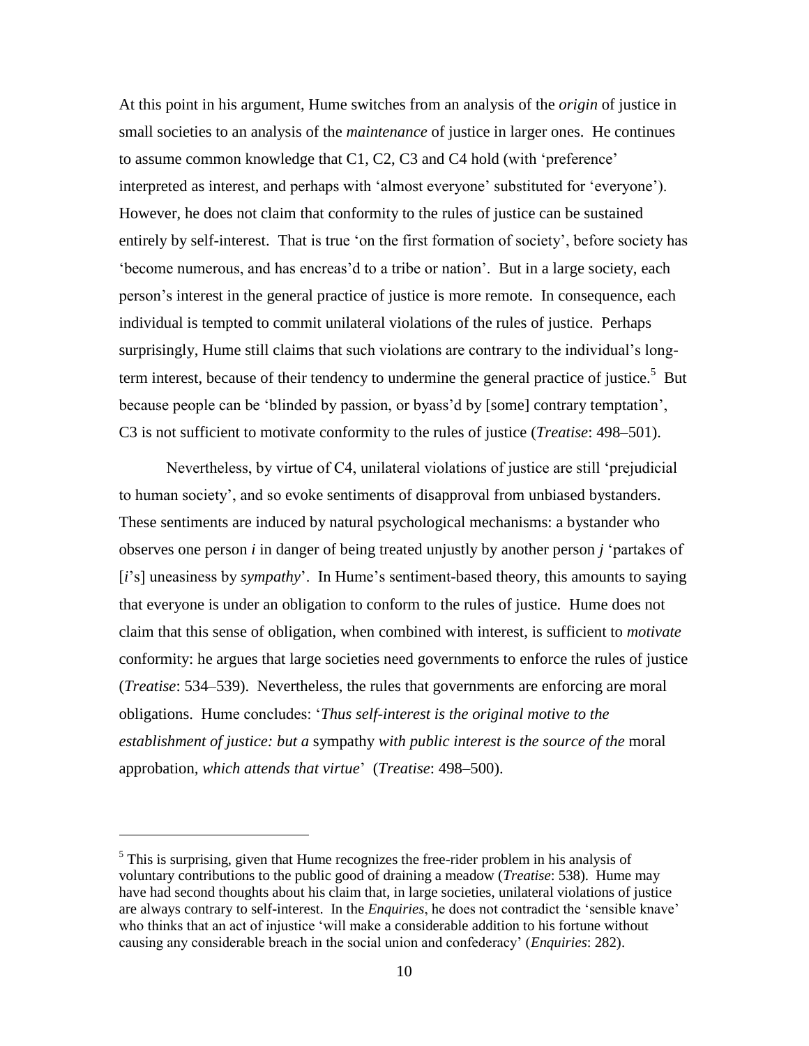At this point in his argument, Hume switches from an analysis of the *origin* of justice in small societies to an analysis of the *maintenance* of justice in larger ones. He continues to assume common knowledge that C1, C2, C3 and C4 hold (with 'preference' interpreted as interest, and perhaps with 'almost everyone' substituted for 'everyone'). However, he does not claim that conformity to the rules of justice can be sustained entirely by self-interest. That is true 'on the first formation of society', before society has 'become numerous, and has encreas'd to a tribe or nation'. But in a large society, each person's interest in the general practice of justice is more remote. In consequence, each individual is tempted to commit unilateral violations of the rules of justice. Perhaps surprisingly, Hume still claims that such violations are contrary to the individual's long-term interest, because of their tendency to undermine the general practice of justice.[5] But because people can be 'blinded by passion, or byass'd by [some] contrary temptation', C3 is not sufficient to motivate conformity to the rules of justice (*Treatise*: 498–501).

Nevertheless, by virtue of C4, unilateral violations of justice are still 'prejudicial to human society', and so evoke sentiments of disapproval from unbiased bystanders. These sentiments are induced by natural psychological mechanisms: a bystander who observes one person *i* in danger of being treated unjustly by another person *j* 'partakes of [*i*'s] uneasiness by *sympathy*'. In Hume's sentiment-based theory, this amounts to saying that everyone is under an obligation to conform to the rules of justice. Hume does not claim that this sense of obligation, when combined with interest, is sufficient to *motivate* conformity: he argues that large societies need governments to enforce the rules of justice (*Treatise*: 534–539). Nevertheless, the rules that governments are enforcing are moral obligations. Hume concludes: '*Thus self-interest is the original motive to the establishment of justice: but a* sympathy *with public interest is the source of the* moral approbation, *which attends that virtue*' (*Treatise*: 498–500).

[5] This is surprising, given that Hume recognizes the free-rider problem in his analysis of voluntary contributions to the public good of draining a meadow (*Treatise*: 538). Hume may have had second thoughts about his claim that, in large societies, unilateral violations of justice are always contrary to self-interest. In the *Enquiries*, he does not contradict the 'sensible knave' who thinks that an act of injustice 'will make a considerable addition to his fortune without causing any considerable breach in the social union and confederacy' (*Enquiries*: 282).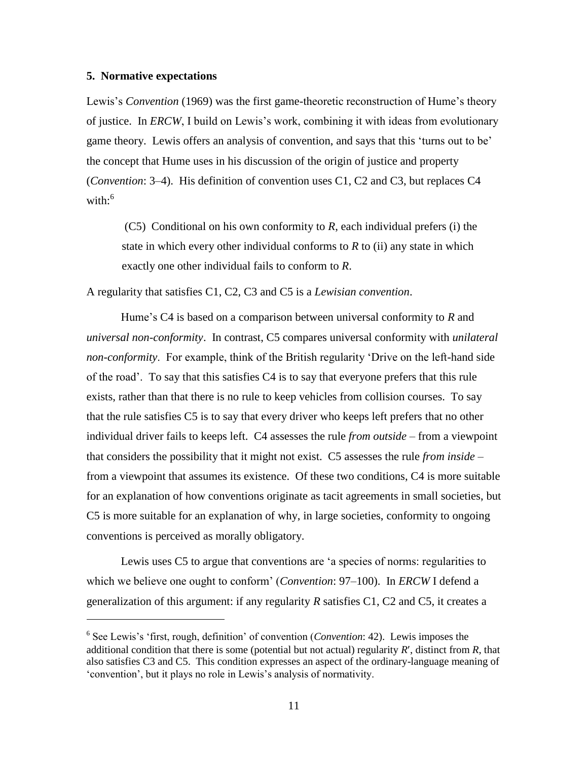### 5. Normative expectations

Lewis's *Convention* (1969) was the first game-theoretic reconstruction of Hume's theory of justice. In *ERCW*, I build on Lewis's work, combining it with ideas from evolutionary game theory. Lewis offers an analysis of convention, and says that this 'turns out to be' the concept that Hume uses in his discussion of the origin of justice and property (*Convention*: 3–4). His definition of convention uses C1, C2 and C3, but replaces C4 with:[6]

> (C5) Conditional on his own conformity to *R*, each individual prefers (i) the state in which every other individual conforms to *R* to (ii) any state in which exactly one other individual fails to conform to *R*.

A regularity that satisfies C1, C2, C3 and C5 is a *Lewisian convention*.

Hume's C4 is based on a comparison between universal conformity to *R* and *universal non-conformity*. In contrast, C5 compares universal conformity with *unilateral non-conformity*. For example, think of the British regularity 'Drive on the left-hand side of the road'. To say that this satisfies C4 is to say that everyone prefers that this rule exists, rather than that there is no rule to keep vehicles from collision courses. To say that the rule satisfies C5 is to say that every driver who keeps left prefers that no other individual driver fails to keeps left. C4 assesses the rule *from outside* – from a viewpoint that considers the possibility that it might not exist. C5 assesses the rule *from inside* – from a viewpoint that assumes its existence. Of these two conditions, C4 is more suitable for an explanation of how conventions originate as tacit agreements in small societies, but C5 is more suitable for an explanation of why, in large societies, conformity to ongoing conventions is perceived as morally obligatory.

Lewis uses C5 to argue that conventions are 'a species of norms: regularities to which we believe one ought to conform' (*Convention*: 97–100). In *ERCW* I defend a generalization of this argument: if any regularity *R* satisfies C1, C2 and C5, it creates a

---

[6] See Lewis's 'first, rough, definition' of convention (*Convention*: 42). Lewis imposes the additional condition that there is some (potential but not actual) regularity *R*′, distinct from *R*, that also satisfies C3 and C5. This condition expresses an aspect of the ordinary-language meaning of 'convention', but it plays no role in Lewis's analysis of normativity.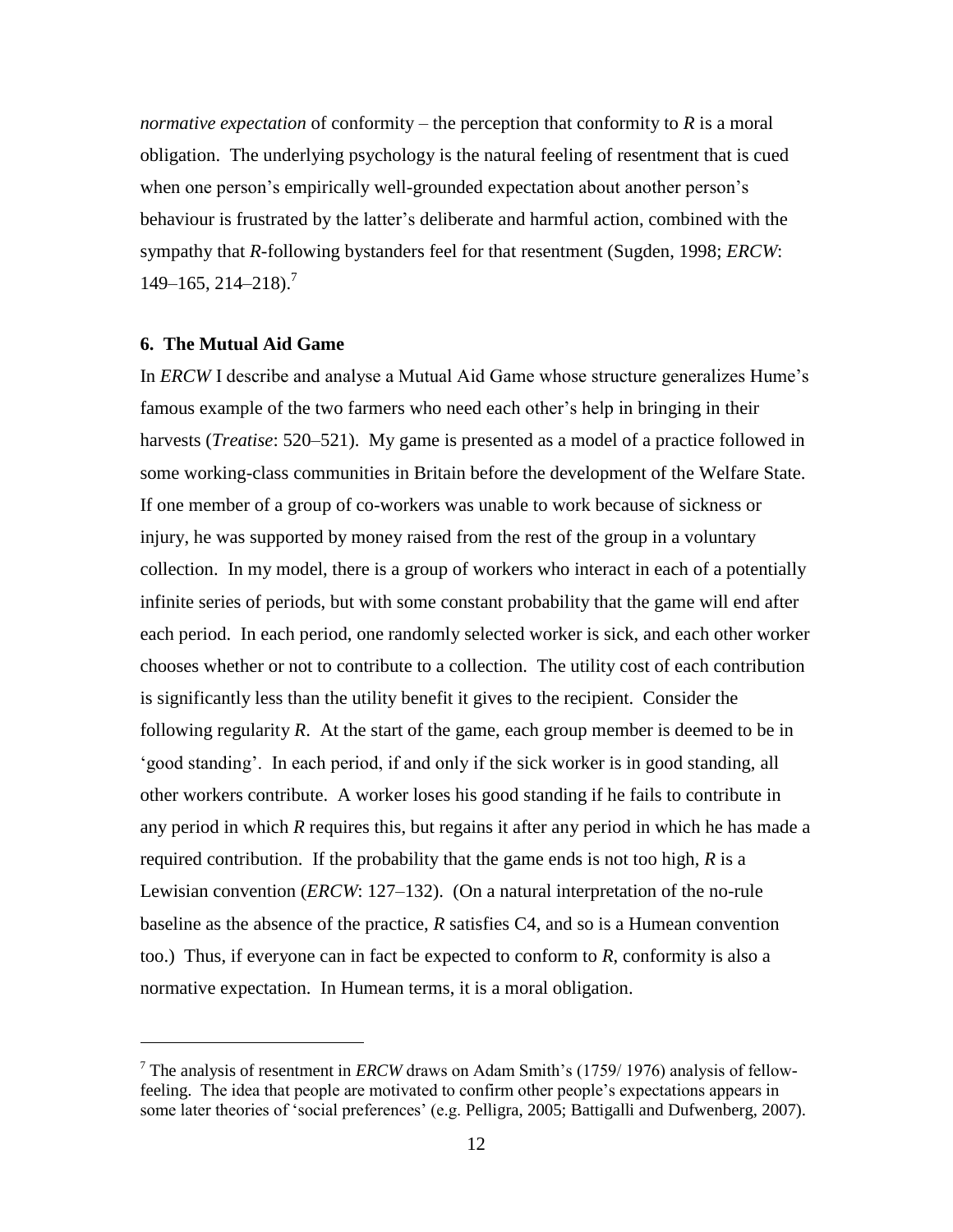*normative expectation* of conformity – the perception that conformity to *R* is a moral obligation. The underlying psychology is the natural feeling of resentment that is cued when one person's empirically well-grounded expectation about another person's behaviour is frustrated by the latter's deliberate and harmful action, combined with the sympathy that *R*-following bystanders feel for that resentment (Sugden, 1998; *ERCW*: 149–165, 214–218).[7]

### 6. The Mutual Aid Game

In *ERCW* I describe and analyse a Mutual Aid Game whose structure generalizes Hume's famous example of the two farmers who need each other's help in bringing in their harvests (*Treatise*: 520–521). My game is presented as a model of a practice followed in some working-class communities in Britain before the development of the Welfare State. If one member of a group of co-workers was unable to work because of sickness or injury, he was supported by money raised from the rest of the group in a voluntary collection. In my model, there is a group of workers who interact in each of a potentially infinite series of periods, but with some constant probability that the game will end after each period. In each period, one randomly selected worker is sick, and each other worker chooses whether or not to contribute to a collection. The utility cost of each contribution is significantly less than the utility benefit it gives to the recipient. Consider the following regularity *R*. At the start of the game, each group member is deemed to be in 'good standing'. In each period, if and only if the sick worker is in good standing, all other workers contribute. A worker loses his good standing if he fails to contribute in any period in which *R* requires this, but regains it after any period in which he has made a required contribution. If the probability that the game ends is not too high, *R* is a Lewisian convention (*ERCW*: 127–132). (On a natural interpretation of the no-rule baseline as the absence of the practice, *R* satisfies C4, and so is a Humean convention too.) Thus, if everyone can in fact be expected to conform to *R*, conformity is also a normative expectation. In Humean terms, it is a moral obligation.

---

[7] The analysis of resentment in *ERCW* draws on Adam Smith's (1759/ 1976) analysis of fellow-feeling. The idea that people are motivated to confirm other people's expectations appears in some later theories of 'social preferences' (e.g. Pelligra, 2005; Battigalli and Dufwenberg, 2007).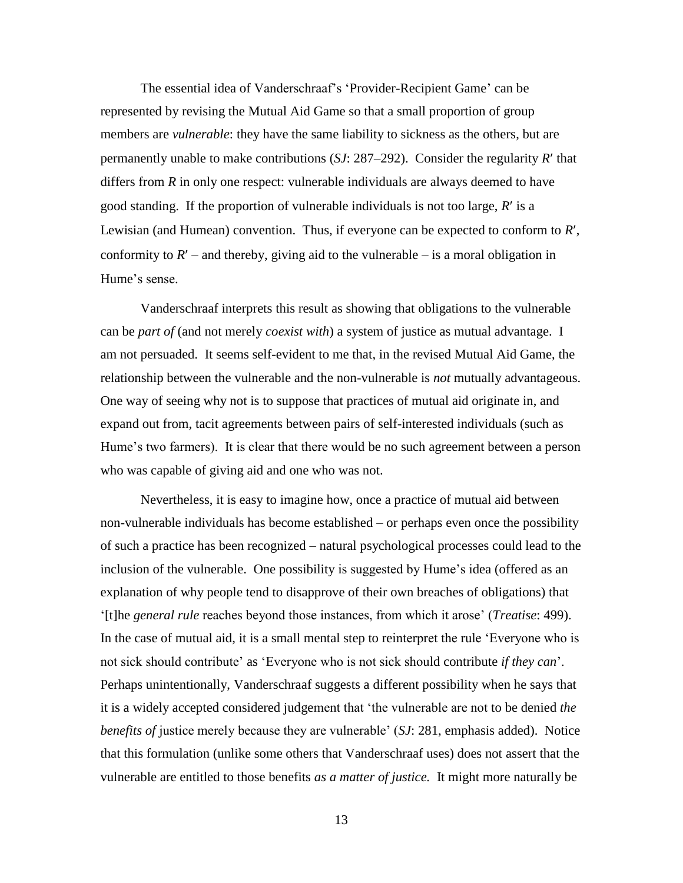The essential idea of Vanderschraaf's 'Provider-Recipient Game' can be represented by revising the Mutual Aid Game so that a small proportion of group members are *vulnerable*: they have the same liability to sickness as the others, but are permanently unable to make contributions (*SJ*: 287–292). Consider the regularity *R*′ that differs from *R* in only one respect: vulnerable individuals are always deemed to have good standing. If the proportion of vulnerable individuals is not too large, *R*′ is a Lewisian (and Humean) convention. Thus, if everyone can be expected to conform to *R*′, conformity to *R*′ – and thereby, giving aid to the vulnerable – is a moral obligation in Hume's sense.

Vanderschraaf interprets this result as showing that obligations to the vulnerable can be *part of* (and not merely *coexist with*) a system of justice as mutual advantage. I am not persuaded. It seems self-evident to me that, in the revised Mutual Aid Game, the relationship between the vulnerable and the non-vulnerable is *not* mutually advantageous. One way of seeing why not is to suppose that practices of mutual aid originate in, and expand out from, tacit agreements between pairs of self-interested individuals (such as Hume's two farmers). It is clear that there would be no such agreement between a person who was capable of giving aid and one who was not.

Nevertheless, it is easy to imagine how, once a practice of mutual aid between non-vulnerable individuals has become established – or perhaps even once the possibility of such a practice has been recognized – natural psychological processes could lead to the inclusion of the vulnerable. One possibility is suggested by Hume's idea (offered as an explanation of why people tend to disapprove of their own breaches of obligations) that '[t]he *general rule* reaches beyond those instances, from which it arose' (*Treatise*: 499). In the case of mutual aid, it is a small mental step to reinterpret the rule 'Everyone who is not sick should contribute' as 'Everyone who is not sick should contribute *if they can*'. Perhaps unintentionally, Vanderschraaf suggests a different possibility when he says that it is a widely accepted considered judgement that 'the vulnerable are not to be denied *the benefits of* justice merely because they are vulnerable' (*SJ*: 281, emphasis added). Notice that this formulation (unlike some others that Vanderschraaf uses) does not assert that the vulnerable are entitled to those benefits *as a matter of justice.* It might more naturally be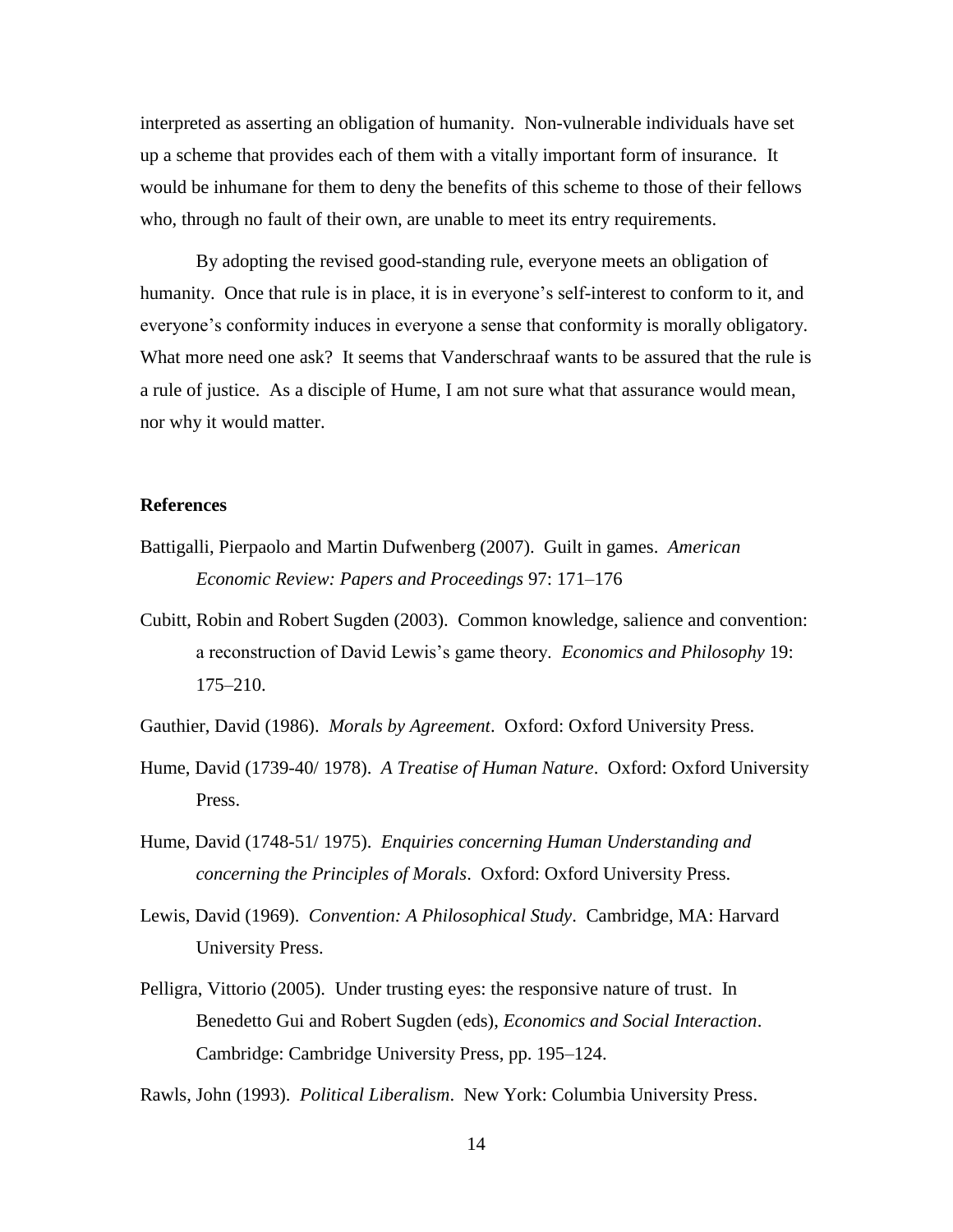interpreted as asserting an obligation of humanity. Non-vulnerable individuals have set up a scheme that provides each of them with a vitally important form of insurance. It would be inhumane for them to deny the benefits of this scheme to those of their fellows who, through no fault of their own, are unable to meet its entry requirements.

By adopting the revised good-standing rule, everyone meets an obligation of humanity. Once that rule is in place, it is in everyone's self-interest to conform to it, and everyone's conformity induces in everyone a sense that conformity is morally obligatory. What more need one ask? It seems that Vanderschraaf wants to be assured that the rule is a rule of justice. As a disciple of Hume, I am not sure what that assurance would mean, nor why it would matter.

**References**

Battigalli, Pierpaolo and Martin Dufwenberg (2007). Guilt in games. *American Economic Review: Papers and Proceedings* 97: 171–176

Cubitt, Robin and Robert Sugden (2003). Common knowledge, salience and convention: a reconstruction of David Lewis's game theory. *Economics and Philosophy* 19: 175–210.

Gauthier, David (1986). *Morals by Agreement*. Oxford: Oxford University Press.

Hume, David (1739-40/ 1978). *A Treatise of Human Nature*. Oxford: Oxford University Press.

Hume, David (1748-51/ 1975). *Enquiries concerning Human Understanding and concerning the Principles of Morals*. Oxford: Oxford University Press.

Lewis, David (1969). *Convention: A Philosophical Study*. Cambridge, MA: Harvard University Press.

Pelligra, Vittorio (2005). Under trusting eyes: the responsive nature of trust. In Benedetto Gui and Robert Sugden (eds), *Economics and Social Interaction*. Cambridge: Cambridge University Press, pp. 195–124.

Rawls, John (1993). *Political Liberalism*. New York: Columbia University Press.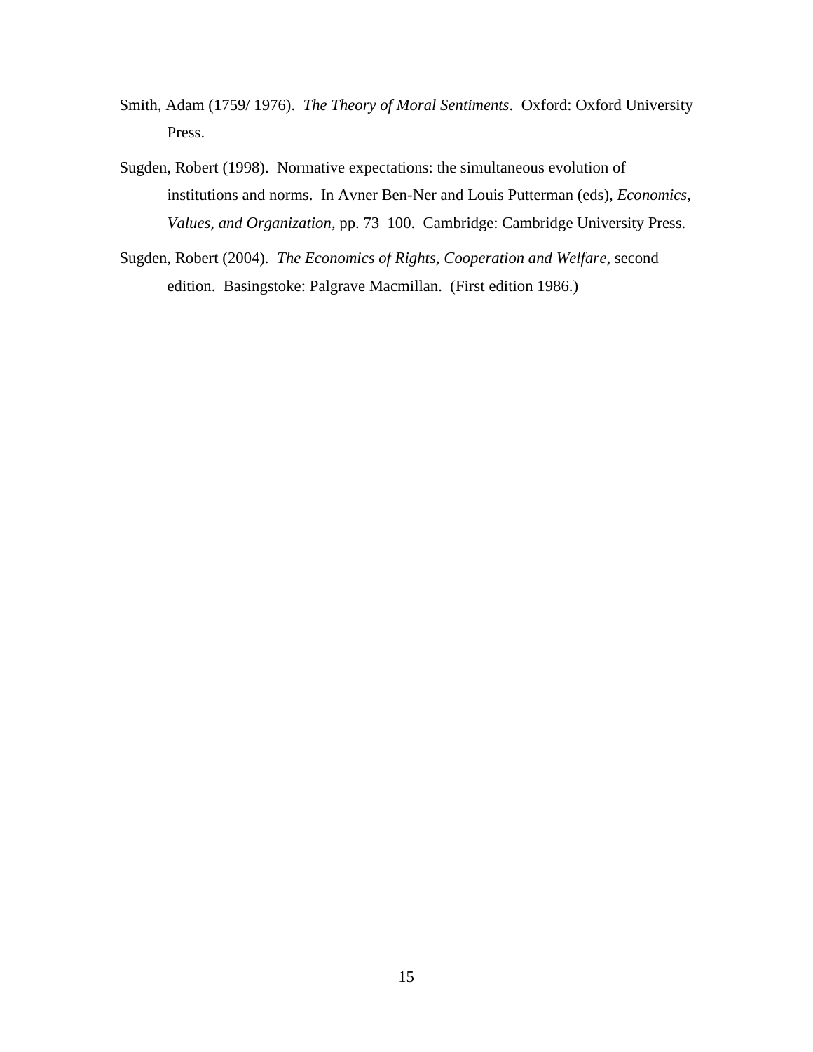Smith, Adam (1759/ 1976). *The Theory of Moral Sentiments*. Oxford: Oxford University Press.

Sugden, Robert (1998). Normative expectations: the simultaneous evolution of institutions and norms. In Avner Ben-Ner and Louis Putterman (eds), *Economics, Values, and Organization*, pp. 73–100. Cambridge: Cambridge University Press.

Sugden, Robert (2004). *The Economics of Rights, Cooperation and Welfare*, second edition. Basingstoke: Palgrave Macmillan. (First edition 1986.)